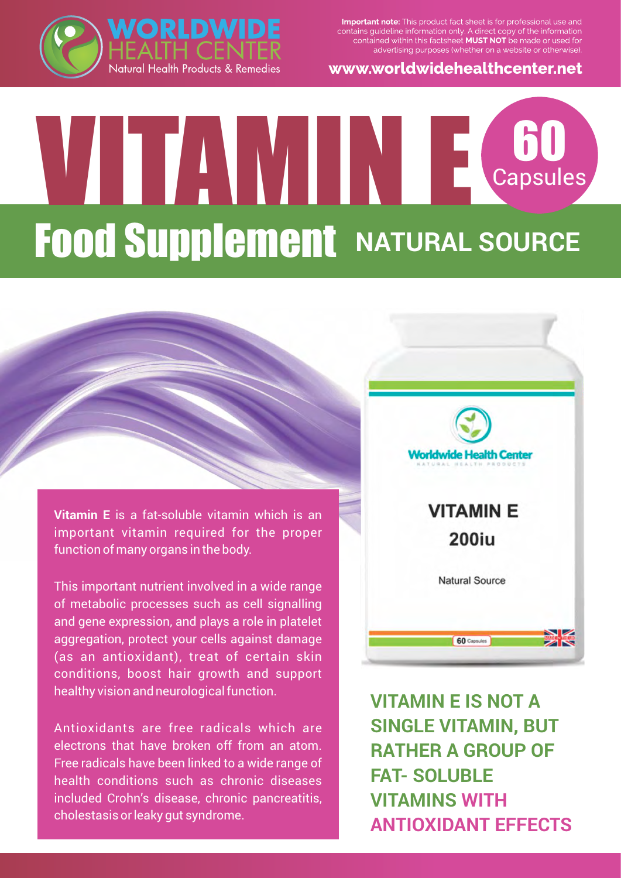WORLDWIDE HEALTH CENTER
Natural Health Products & Remedies

**Important note:** This product fact sheet is for professional use and contains guideline information only. A direct copy of the information contained within this factsheet **MUST NOT** be made or used for advertising purposes (whether on a website or otherwise).

www.worldwidehealthcenter.net

# VITAMIN E

60 Capsules

## Food Supplement NATURAL SOURCE

Worldwide Health Center
NATURAL HEALTH PRODUCTS

VITAMIN E
200iu

Natural Source

60 Capsules

**Vitamin E** is a fat-soluble vitamin which is an important vitamin required for the proper function of many organs in the body.

This important nutrient involved in a wide range of metabolic processes such as cell signalling and gene expression, and plays a role in platelet aggregation, protect your cells against damage (as an antioxidant), treat of certain skin conditions, boost hair growth and support healthy vision and neurological function.

Antioxidants are free radicals which are electrons that have broken off from an atom. Free radicals have been linked to a wide range of health conditions such as chronic diseases included Crohn's disease, chronic pancreatitis, cholestasis or leaky gut syndrome.

**VITAMIN E IS NOT A SINGLE VITAMIN, BUT RATHER A GROUP OF FAT- SOLUBLE VITAMINS WITH ANTIOXIDANT EFFECTS**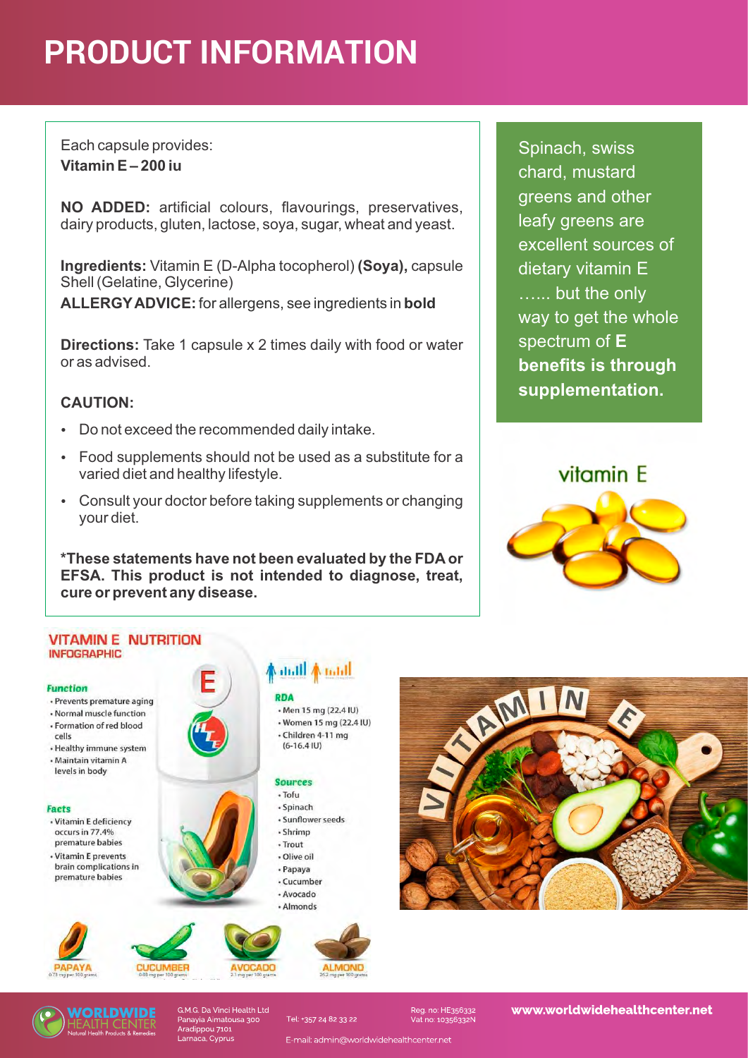# PRODUCT INFORMATION

Each capsule provides:
**Vitamin E – 200 iu**

**NO ADDED:** artificial colours, flavourings, preservatives, dairy products, gluten, lactose, soya, sugar, wheat and yeast.

**Ingredients:** Vitamin E (D-Alpha tocopherol) **(Soya),** capsule Shell (Gelatine, Glycerine)
**ALLERGY ADVICE:** for allergens, see ingredients in **bold**

**Directions:** Take 1 capsule x 2 times daily with food or water or as advised.

**CAUTION:**

- Do not exceed the recommended daily intake.
- Food supplements should not be used as a substitute for a varied diet and healthy lifestyle.
- Consult your doctor before taking supplements or changing your diet.

**\*These statements have not been evaluated by the FDA or EFSA. This product is not intended to diagnose, treat, cure or prevent any disease.**

Spinach, swiss chard, mustard greens and other leafy greens are excellent sources of dietary vitamin E …... but the only way to get the whole spectrum of **E benefits is through supplementation.**

vitamin E

## VITAMIN E NUTRITION INFOGRAPHIC

**Function**
- Prevents premature aging
- Normal muscle function
- Formation of red blood cells
- Healthy immune system
- Maintain vitamin A levels in body

**Facts**
- Vitamin E deficiency occurs in 77.4% premature babies
- Vitamin E prevents brain complications in premature babies

**RDA**
- Men 15 mg (22.4 IU)
- Women 15 mg (22.4 IU)
- Children 4-11 mg (6-16.4 IU)

**Sources**
- Tofu
- Spinach
- Sunflower seeds
- Shrimp
- Trout
- Olive oil
- Papaya
- Cucumber
- Avocado
- Almonds

PAPAYA
0.73 mg per 100 grams

CUCUMBER
0.03 mg per 100 grams

AVOCADO
2.1 mg per 100 grams

ALMOND
26.2 mg per 100 grams

VITAMIN E

WORLDWIDE HEALTH CENTER
Natural Health Products & Remedies

G.M.G. Da Vinci Health Ltd
Panayia Aimatousa 300
Aradippou 7101
Larnaca, Cyprus

Tel: +357 24 82 33 22

E-mail: admin@worldwidehealthcenter.net

Reg. no: HE356332
Vat no: 10356332N

www.worldwidehealthcenter.net